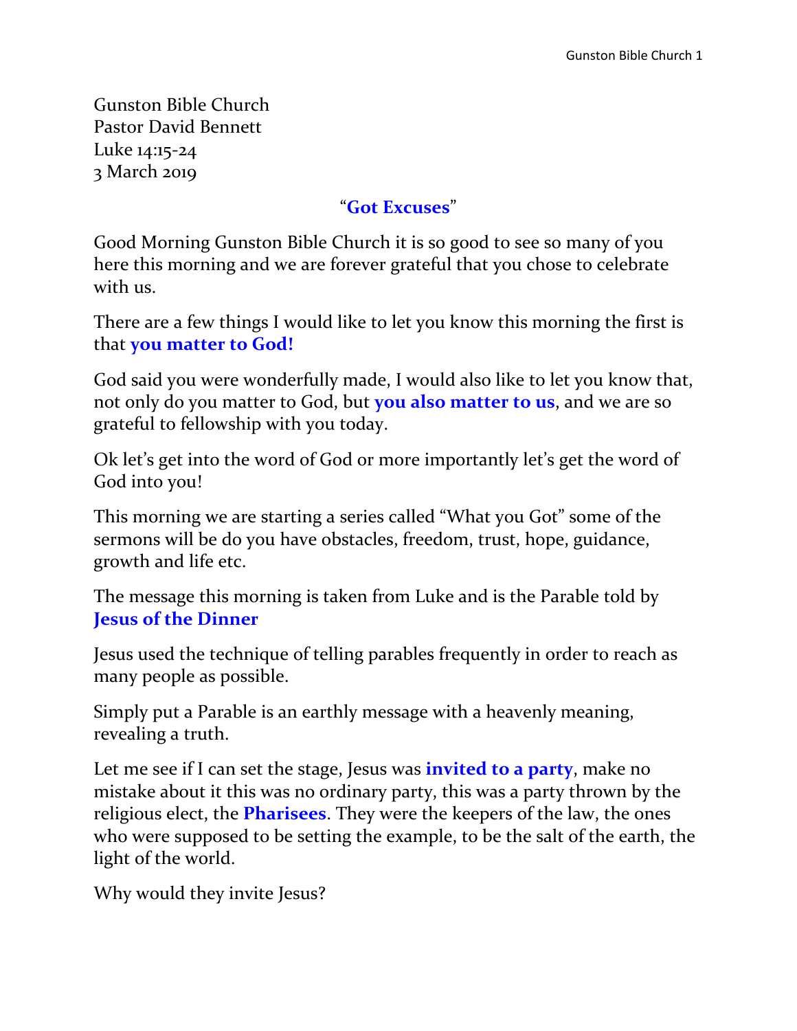Gunston Bible Church  
Pastor David Bennett  
Luke 14:15-24  
3 March 2019

## "**Got Excuses**"

Good Morning Gunston Bible Church it is so good to see so many of you here this morning and we are forever grateful that you chose to celebrate with us.

There are a few things I would like to let you know this morning the first is that **you matter to God!**

God said you were wonderfully made, I would also like to let you know that, not only do you matter to God, but **you also matter to us**, and we are so grateful to fellowship with you today.

Ok let's get into the word of God or more importantly let's get the word of God into you!

This morning we are starting a series called "What you Got" some of the sermons will be do you have obstacles, freedom, trust, hope, guidance, growth and life etc.

The message this morning is taken from Luke and is the Parable told by **Jesus of the Dinner**

Jesus used the technique of telling parables frequently in order to reach as many people as possible.

Simply put a Parable is an earthly message with a heavenly meaning, revealing a truth.

Let me see if I can set the stage, Jesus was **invited to a party**, make no mistake about it this was no ordinary party, this was a party thrown by the religious elect, the **Pharisees**. They were the keepers of the law, the ones who were supposed to be setting the example, to be the salt of the earth, the light of the world.

Why would they invite Jesus?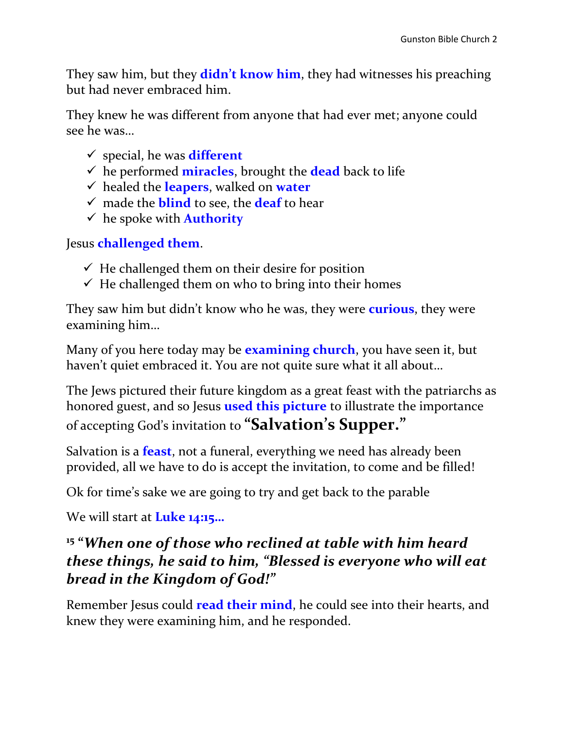They saw him, but they **didn't know him**, they had witnesses his preaching but had never embraced him.

They knew he was different from anyone that had ever met; anyone could see he was…

- ✓ special, he was **different**
- ✓ he performed **miracles**, brought the **dead** back to life
- ✓ healed the **leapers**, walked on **water**
- ✓ made the **blind** to see, the **deaf** to hear
- ✓ he spoke with **Authority**

Jesus **challenged them**.

- ✓ He challenged them on their desire for position
- ✓ He challenged them on who to bring into their homes

They saw him but didn't know who he was, they were **curious**, they were examining him…

Many of you here today may be **examining church**, you have seen it, but haven't quiet embraced it. You are not quite sure what it all about…

The Jews pictured their future kingdom as a great feast with the patriarchs as honored guest, and so Jesus **used this picture** to illustrate the importance of accepting God's invitation to **"Salvation's Supper."**

Salvation is a **feast**, not a funeral, everything we need has already been provided, all we have to do is accept the invitation, to come and be filled!

Ok for time's sake we are going to try and get back to the parable

We will start at **Luke 14:15…**

### [15] "*When one of those who reclined at table with him heard these things, he said to him, "Blessed is everyone who will eat bread in the Kingdom of God!"*

Remember Jesus could **read their mind**, he could see into their hearts, and knew they were examining him, and he responded.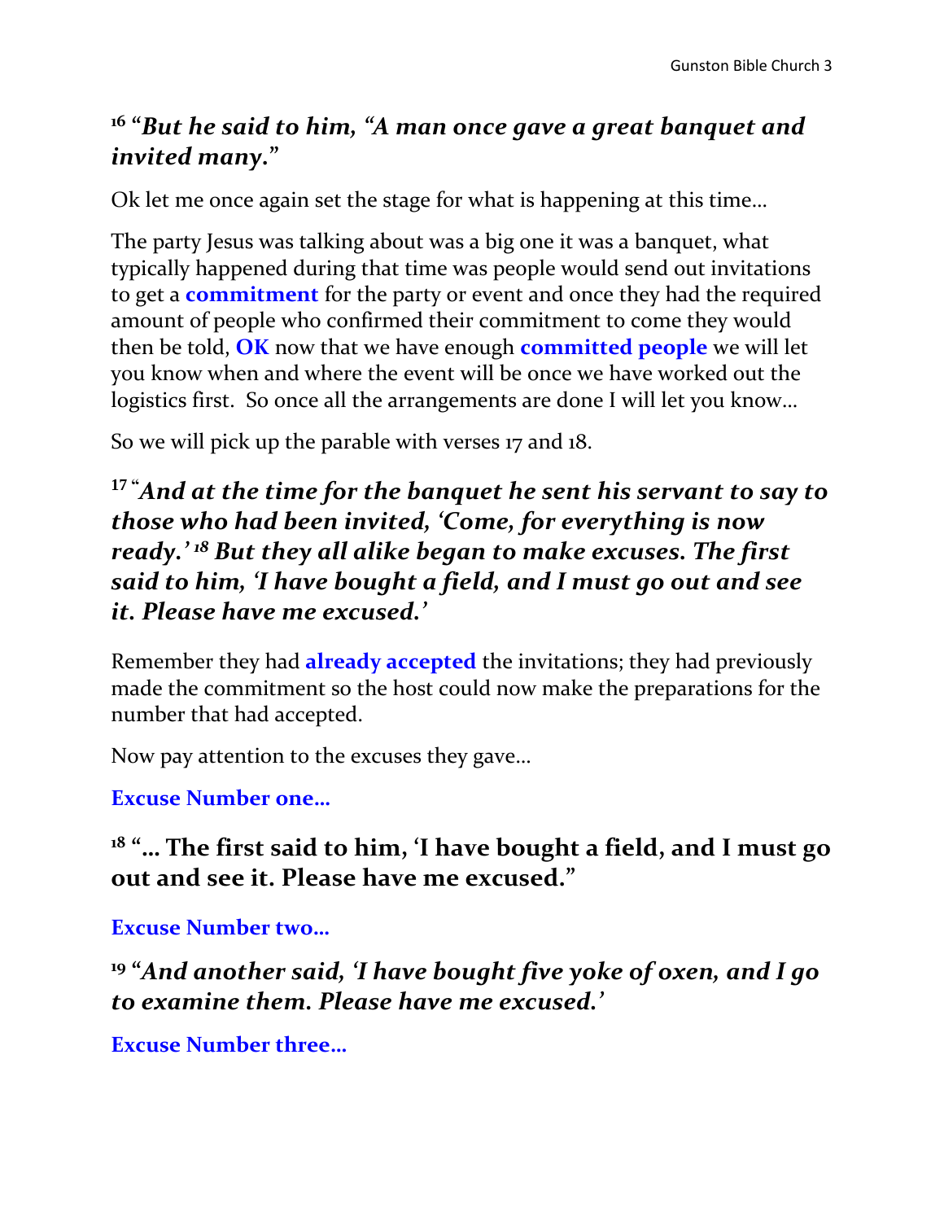**[16] "*But he said to him, "A man once gave a great banquet and invited many.*"**

Ok let me once again set the stage for what is happening at this time…

The party Jesus was talking about was a big one it was a banquet, what typically happened during that time was people would send out invitations to get a **commitment** for the party or event and once they had the required amount of people who confirmed their commitment to come they would then be told, **OK** now that we have enough **committed people** we will let you know when and where the event will be once we have worked out the logistics first. So once all the arrangements are done I will let you know…

So we will pick up the parable with verses 17 and 18.

**[17] "*And at the time for the banquet he sent his servant to say to those who had been invited, 'Come, for everything is now ready.'* [18] *But they all alike began to make excuses. The first said to him, 'I have bought a field, and I must go out and see it. Please have me excused.'***

Remember they had **already accepted** the invitations; they had previously made the commitment so the host could now make the preparations for the number that had accepted.

Now pay attention to the excuses they gave…

**Excuse Number one…**

**[18] "… The first said to him, 'I have bought a field, and I must go out and see it. Please have me excused."**

**Excuse Number two…**

**[19] "*And another said, 'I have bought five yoke of oxen, and I go to examine them. Please have me excused.'***

**Excuse Number three…**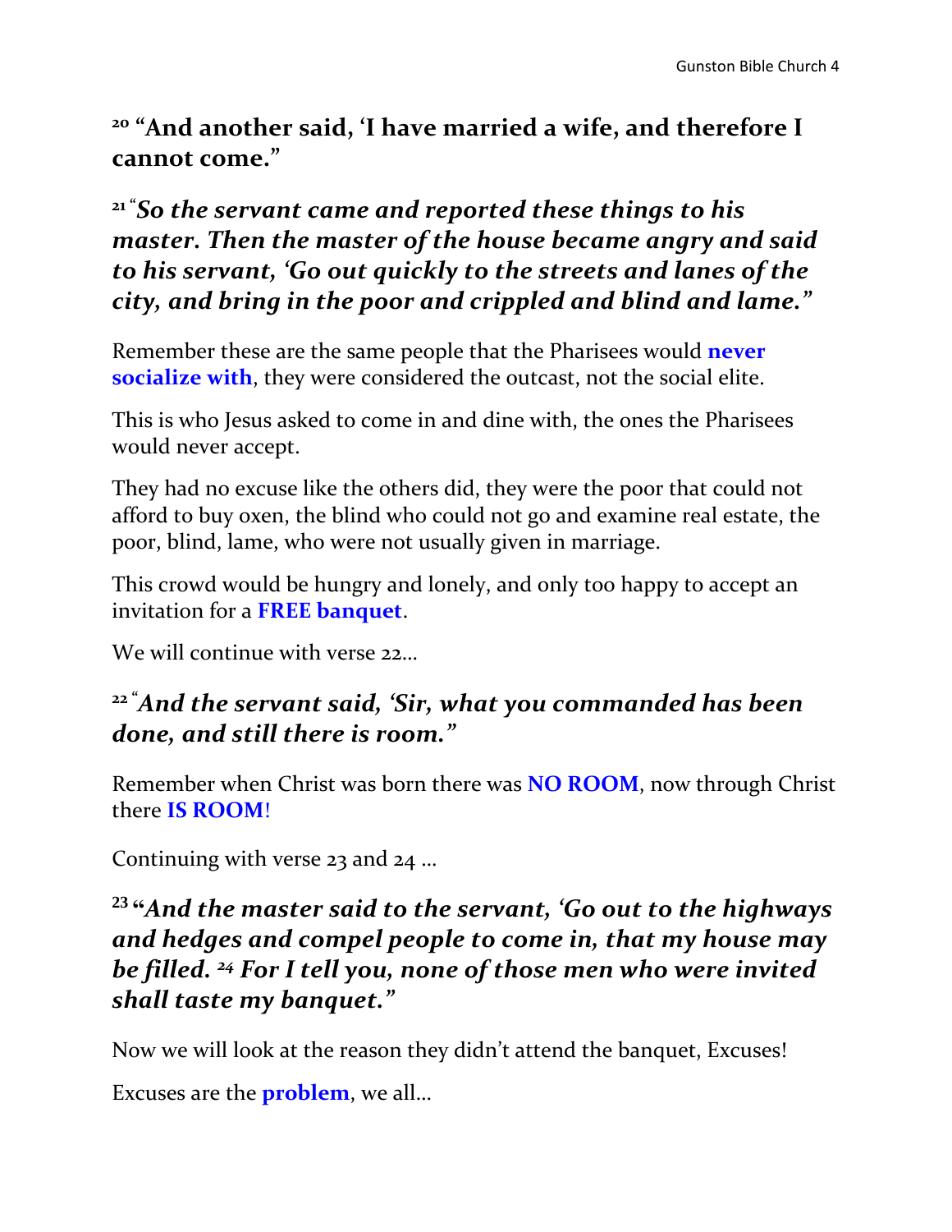**[20] "And another said, 'I have married a wife, and therefore I cannot come."**

***[21] "So the servant came and reported these things to his master. Then the master of the house became angry and said to his servant, 'Go out quickly to the streets and lanes of the city, and bring in the poor and crippled and blind and lame."***

Remember these are the same people that the Pharisees would **never socialize with**, they were considered the outcast, not the social elite.

This is who Jesus asked to come in and dine with, the ones the Pharisees would never accept.

They had no excuse like the others did, they were the poor that could not afford to buy oxen, the blind who could not go and examine real estate, the poor, blind, lame, who were not usually given in marriage.

This crowd would be hungry and lonely, and only too happy to accept an invitation for a **FREE banquet**.

We will continue with verse 22…

***[22] "And the servant said, 'Sir, what you commanded has been done, and still there is room."***

Remember when Christ was born there was **NO ROOM**, now through Christ there **IS ROOM**!

Continuing with verse 23 and 24 …

***[23] "And the master said to the servant, 'Go out to the highways and hedges and compel people to come in, that my house may be filled. [24] For I tell you, none of those men who were invited shall taste my banquet."***

Now we will look at the reason they didn't attend the banquet, Excuses!

Excuses are the **problem**, we all…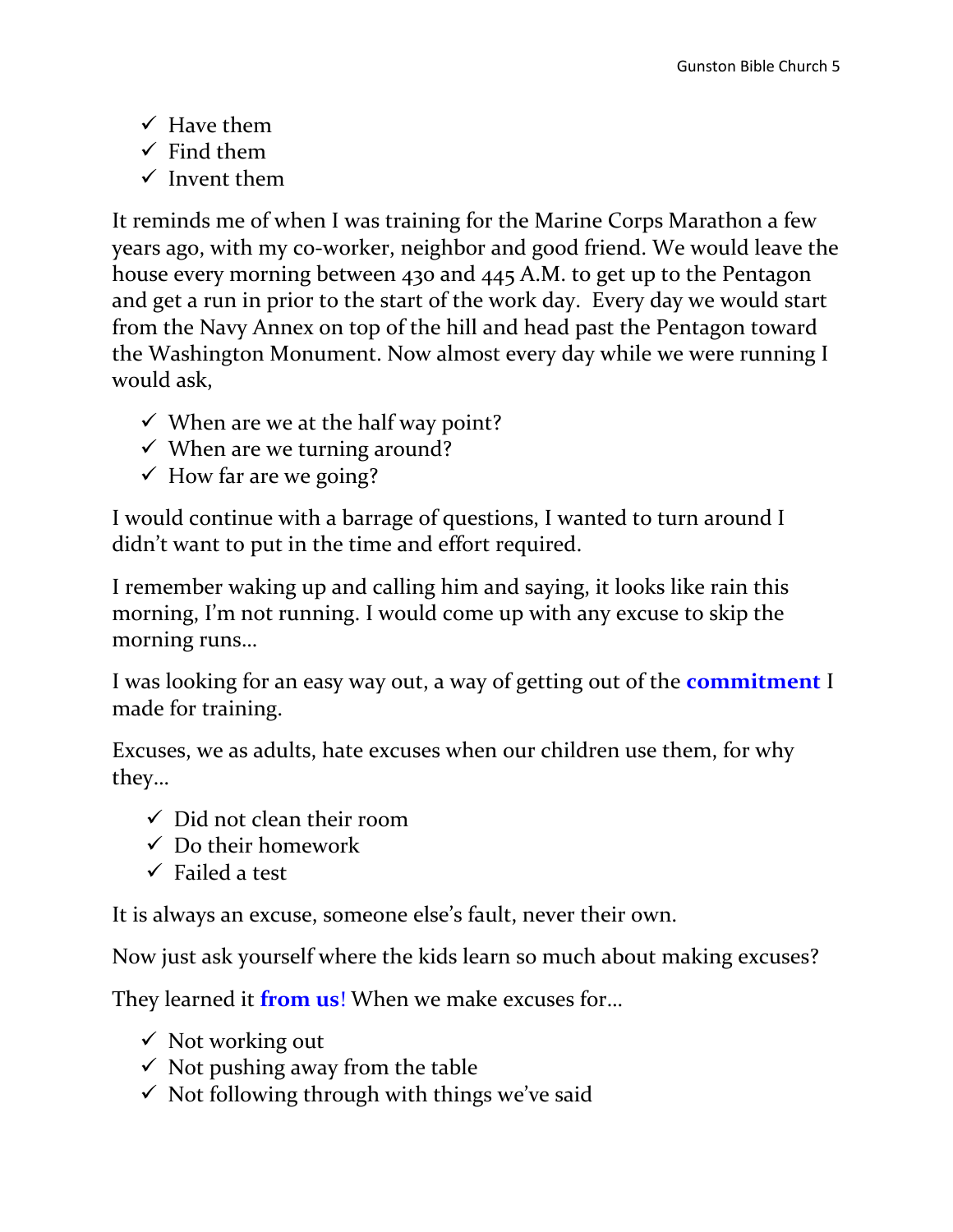- ✓ Have them
- ✓ Find them
- ✓ Invent them

It reminds me of when I was training for the Marine Corps Marathon a few years ago, with my co-worker, neighbor and good friend. We would leave the house every morning between 430 and 445 A.M. to get up to the Pentagon and get a run in prior to the start of the work day. Every day we would start from the Navy Annex on top of the hill and head past the Pentagon toward the Washington Monument. Now almost every day while we were running I would ask,

- ✓ When are we at the half way point?
- ✓ When are we turning around?
- ✓ How far are we going?

I would continue with a barrage of questions, I wanted to turn around I didn't want to put in the time and effort required.

I remember waking up and calling him and saying, it looks like rain this morning, I'm not running. I would come up with any excuse to skip the morning runs…

I was looking for an easy way out, a way of getting out of the **commitment** I made for training.

Excuses, we as adults, hate excuses when our children use them, for why they…

- ✓ Did not clean their room
- ✓ Do their homework
- ✓ Failed a test

It is always an excuse, someone else's fault, never their own.

Now just ask yourself where the kids learn so much about making excuses?

They learned it **from us**! When we make excuses for…

- ✓ Not working out
- ✓ Not pushing away from the table
- ✓ Not following through with things we've said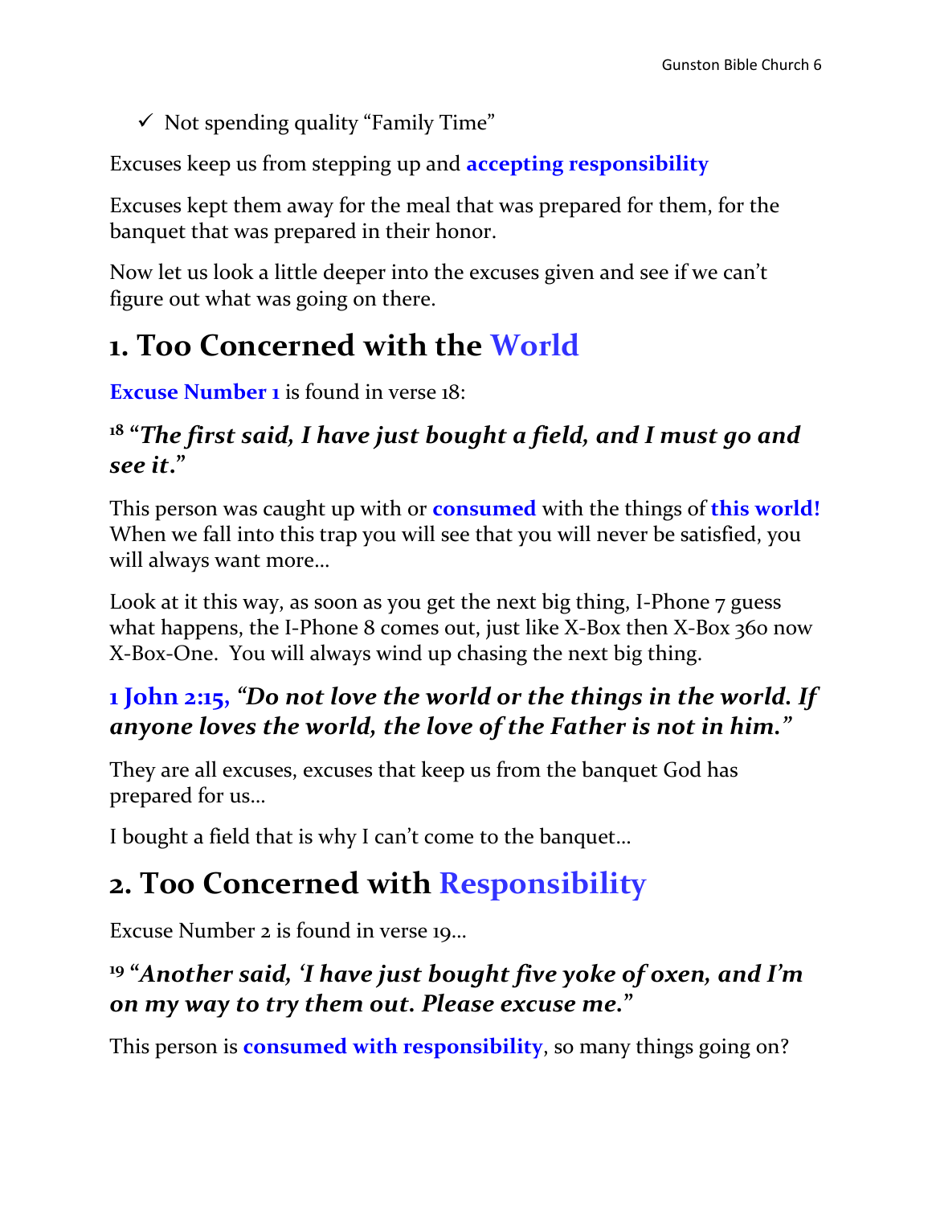- ✓ Not spending quality "Family Time"

Excuses keep us from stepping up and **accepting responsibility**

Excuses kept them away for the meal that was prepared for them, for the banquet that was prepared in their honor.

Now let us look a little deeper into the excuses given and see if we can't figure out what was going on there.

# 1. Too Concerned with the World

**Excuse Number 1** is found in verse 18:

### [18] "*The first said, I have just bought a field, and I must go and see it*."

This person was caught up with or **consumed** with the things of **this world!** When we fall into this trap you will see that you will never be satisfied, you will always want more…

Look at it this way, as soon as you get the next big thing, I-Phone 7 guess what happens, the I-Phone 8 comes out, just like X-Box then X-Box 360 now X-Box-One. You will always wind up chasing the next big thing.

### 1 John 2:15, *"Do not love the world or the things in the world. If anyone loves the world, the love of the Father is not in him."*

They are all excuses, excuses that keep us from the banquet God has prepared for us…

I bought a field that is why I can't come to the banquet…

# 2. Too Concerned with Responsibility

Excuse Number 2 is found in verse 19…

### [19] "*Another said, 'I have just bought five yoke of oxen, and I'm on my way to try them out. Please excuse me.*"

This person is **consumed with responsibility**, so many things going on?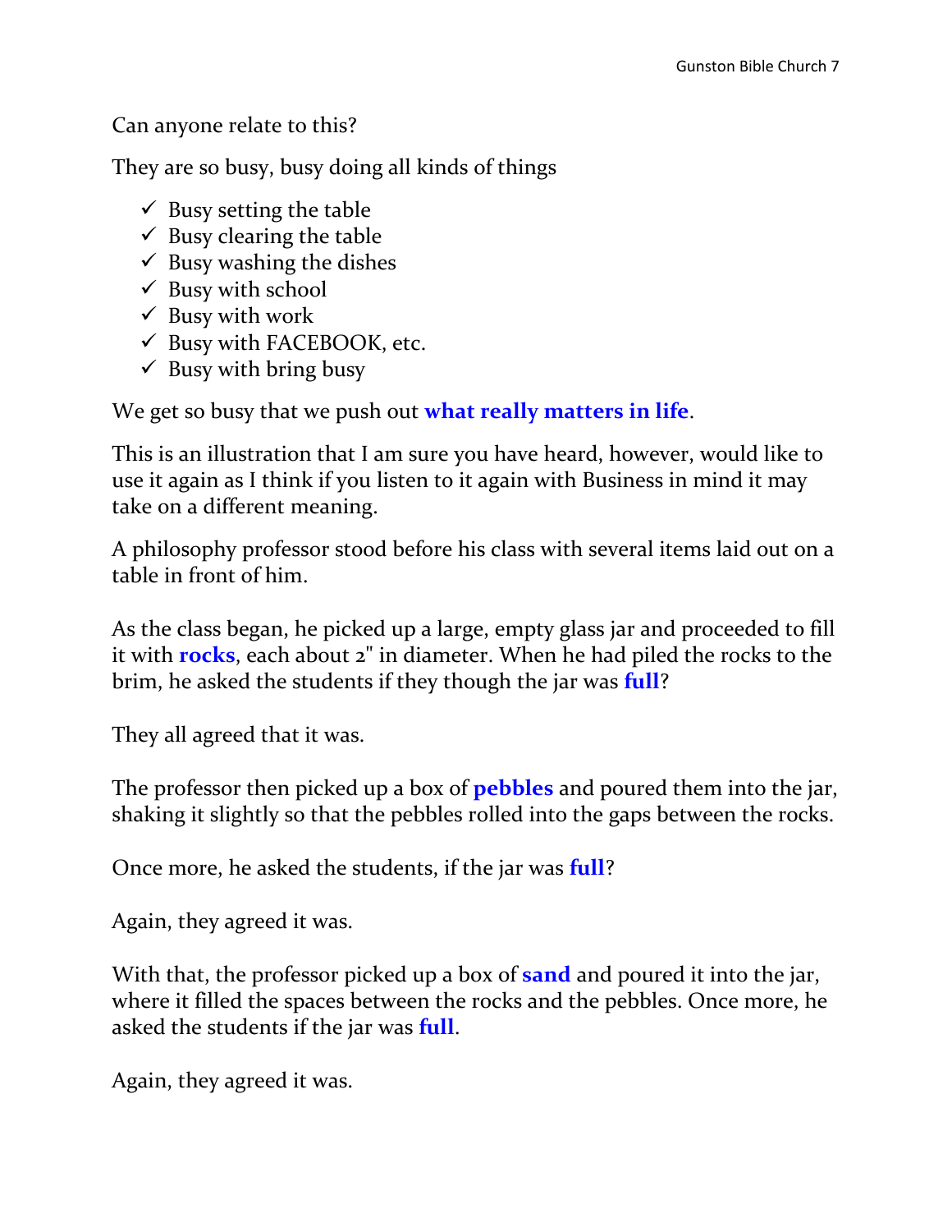Can anyone relate to this?

They are so busy, busy doing all kinds of things

- ✓ Busy setting the table
- ✓ Busy clearing the table
- ✓ Busy washing the dishes
- ✓ Busy with school
- ✓ Busy with work
- ✓ Busy with FACEBOOK, etc.
- ✓ Busy with bring busy

We get so busy that we push out **what really matters in life**.

This is an illustration that I am sure you have heard, however, would like to use it again as I think if you listen to it again with Business in mind it may take on a different meaning.

A philosophy professor stood before his class with several items laid out on a table in front of him.

As the class began, he picked up a large, empty glass jar and proceeded to fill it with **rocks**, each about 2" in diameter. When he had piled the rocks to the brim, he asked the students if they though the jar was **full**?

They all agreed that it was.

The professor then picked up a box of **pebbles** and poured them into the jar, shaking it slightly so that the pebbles rolled into the gaps between the rocks.

Once more, he asked the students, if the jar was **full**?

Again, they agreed it was.

With that, the professor picked up a box of **sand** and poured it into the jar, where it filled the spaces between the rocks and the pebbles. Once more, he asked the students if the jar was **full**.

Again, they agreed it was.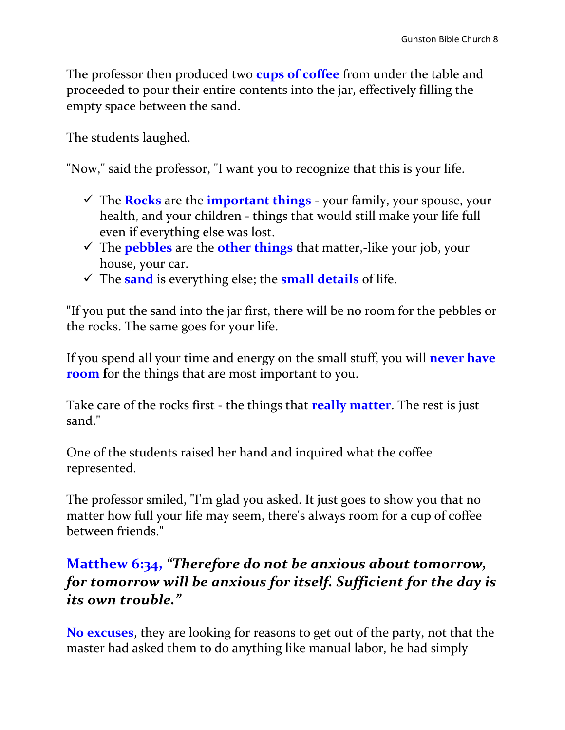The professor then produced two **cups of coffee** from under the table and proceeded to pour their entire contents into the jar, effectively filling the empty space between the sand.

The students laughed.

"Now," said the professor, "I want you to recognize that this is your life.

- ✓ The **Rocks** are the **important things** - your family, your spouse, your health, and your children - things that would still make your life full even if everything else was lost.
- ✓ The **pebbles** are the **other things** that matter,-like your job, your house, your car.
- ✓ The **sand** is everything else; the **small details** of life.

"If you put the sand into the jar first, there will be no room for the pebbles or the rocks. The same goes for your life.

If you spend all your time and energy on the small stuff, you will **never have room f**or the things that are most important to you.

Take care of the rocks first - the things that **really matter**. The rest is just sand."

One of the students raised her hand and inquired what the coffee represented.

The professor smiled, "I'm glad you asked. It just goes to show you that no matter how full your life may seem, there's always room for a cup of coffee between friends."

### Matthew 6:34, *"Therefore do not be anxious about tomorrow, for tomorrow will be anxious for itself. Sufficient for the day is its own trouble."*

**No excuses**, they are looking for reasons to get out of the party, not that the master had asked them to do anything like manual labor, he had simply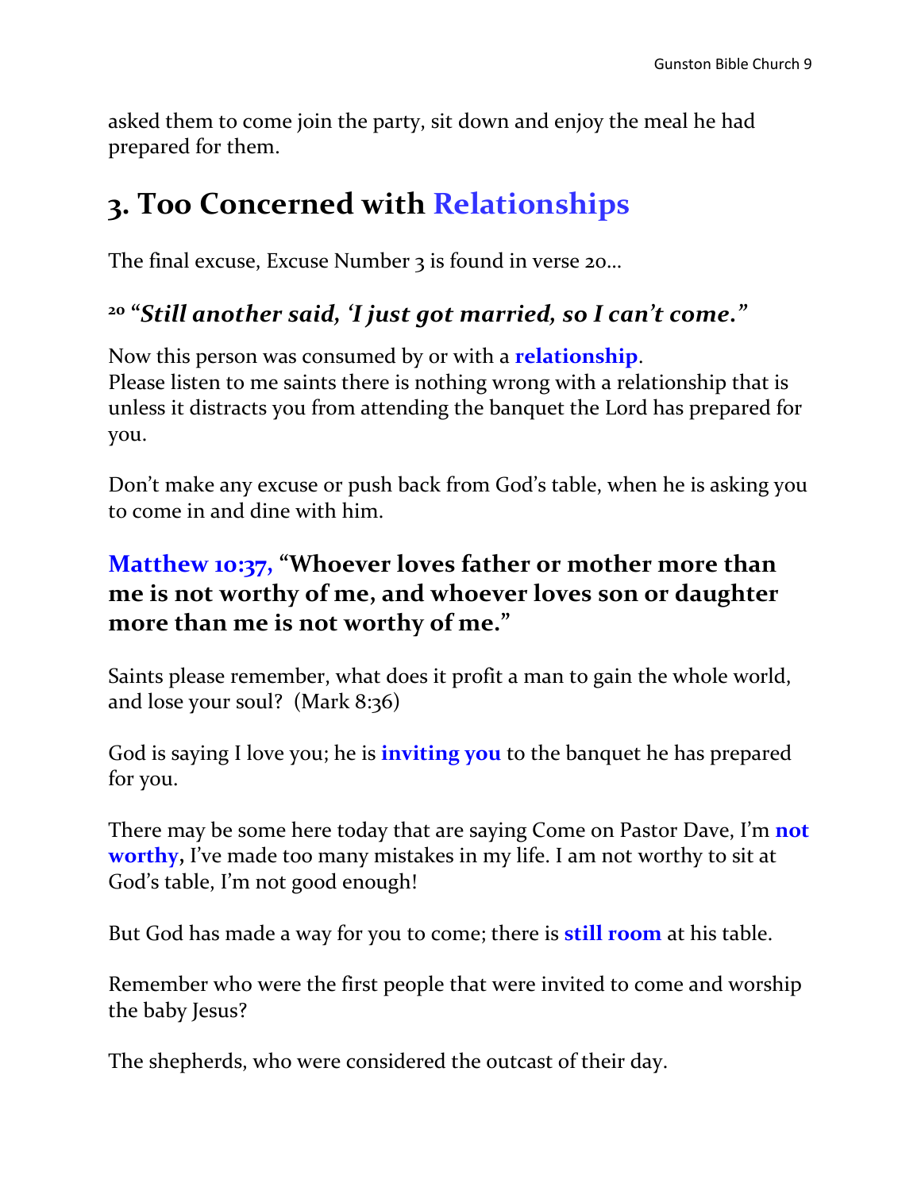asked them to come join the party, sit down and enjoy the meal he had prepared for them.

# 3. Too Concerned with Relationships

The final excuse, Excuse Number 3 is found in verse 20…

### [20] *"Still another said, 'I just got married, so I can't come."*

Now this person was consumed by or with a **relationship**.
Please listen to me saints there is nothing wrong with a relationship that is unless it distracts you from attending the banquet the Lord has prepared for you.

Don't make any excuse or push back from God's table, when he is asking you to come in and dine with him.

### Matthew 10:37, "Whoever loves father or mother more than me is not worthy of me, and whoever loves son or daughter more than me is not worthy of me."

Saints please remember, what does it profit a man to gain the whole world, and lose your soul? (Mark 8:36)

God is saying I love you; he is **inviting you** to the banquet he has prepared for you.

There may be some here today that are saying Come on Pastor Dave, I'm **not worthy,** I've made too many mistakes in my life. I am not worthy to sit at God's table, I'm not good enough!

But God has made a way for you to come; there is **still room** at his table.

Remember who were the first people that were invited to come and worship the baby Jesus?

The shepherds, who were considered the outcast of their day.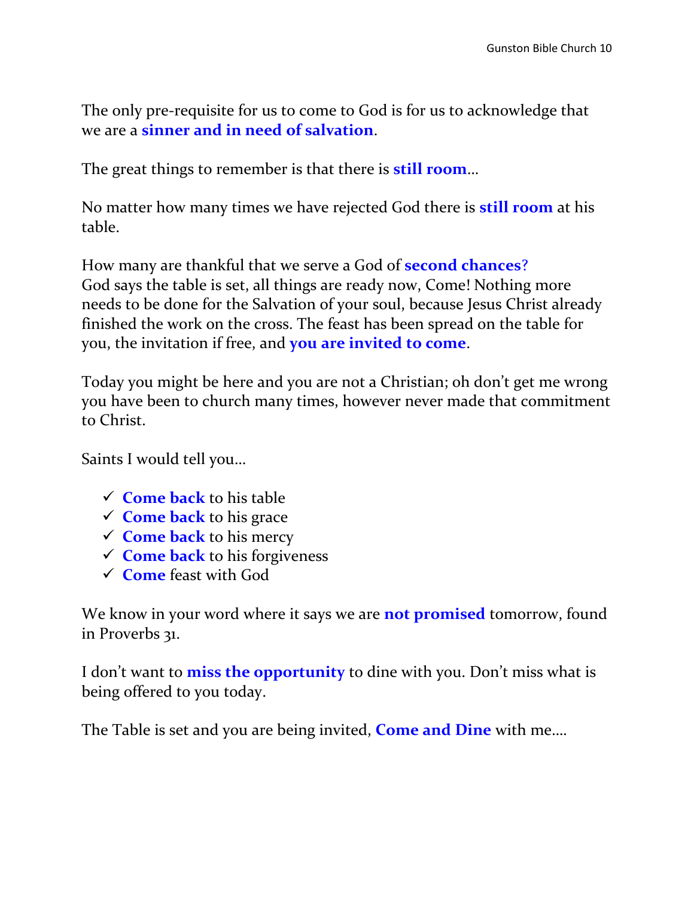The only pre-requisite for us to come to God is for us to acknowledge that we are a **sinner and in need of salvation**.

The great things to remember is that there is **still room**…

No matter how many times we have rejected God there is **still room** at his table.

How many are thankful that we serve a God of **second chances?**
God says the table is set, all things are ready now, Come! Nothing more needs to be done for the Salvation of your soul, because Jesus Christ already finished the work on the cross. The feast has been spread on the table for you, the invitation if free, and **you are invited to come**.

Today you might be here and you are not a Christian; oh don't get me wrong you have been to church many times, however never made that commitment to Christ.

Saints I would tell you…

- ✓ **Come back** to his table
- ✓ **Come back** to his grace
- ✓ **Come back** to his mercy
- ✓ **Come back** to his forgiveness
- ✓ **Come** feast with God

We know in your word where it says we are **not promised** tomorrow, found in Proverbs 31.

I don't want to **miss the opportunity** to dine with you. Don't miss what is being offered to you today.

The Table is set and you are being invited, **Come and Dine** with me….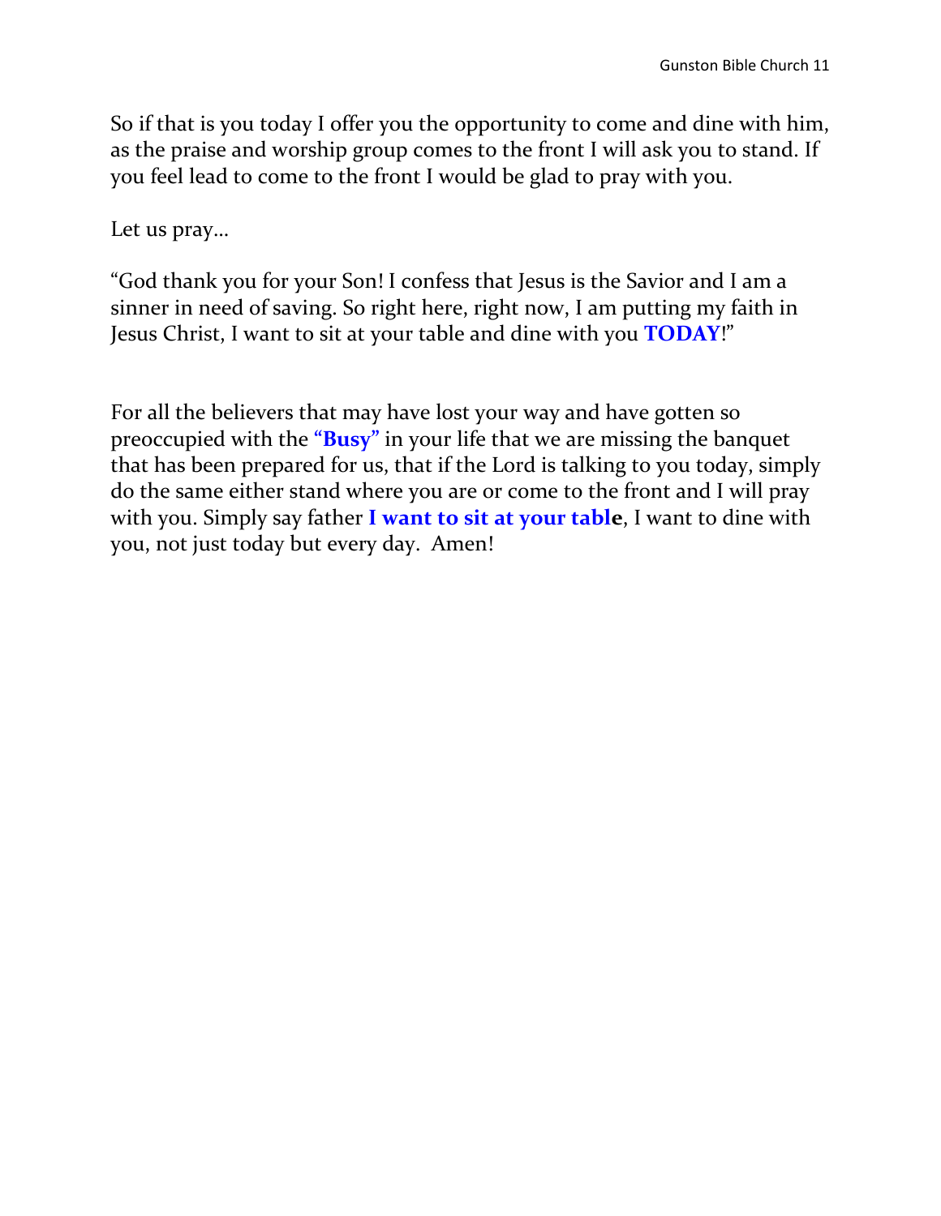So if that is you today I offer you the opportunity to come and dine with him, as the praise and worship group comes to the front I will ask you to stand. If you feel lead to come to the front I would be glad to pray with you.

Let us pray…

"God thank you for your Son! I confess that Jesus is the Savior and I am a sinner in need of saving. So right here, right now, I am putting my faith in Jesus Christ, I want to sit at your table and dine with you **TODAY**!"

For all the believers that may have lost your way and have gotten so preoccupied with the **"Busy"** in your life that we are missing the banquet that has been prepared for us, that if the Lord is talking to you today, simply do the same either stand where you are or come to the front and I will pray with you. Simply say father **I want to sit at your table**, I want to dine with you, not just today but every day. Amen!